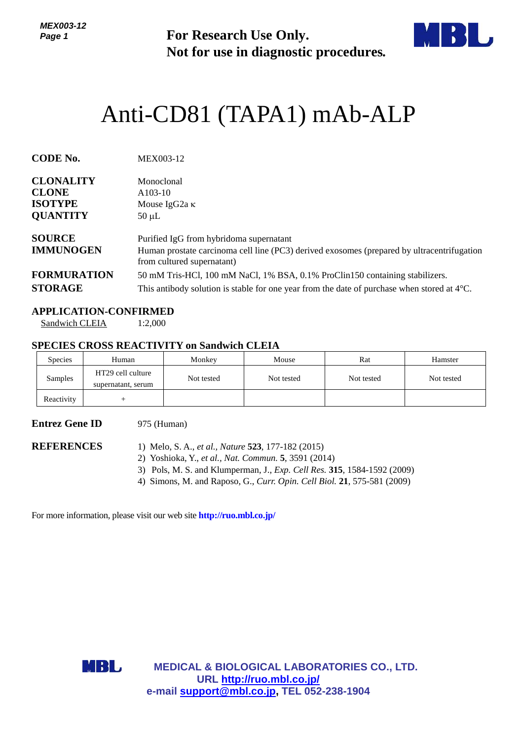**For Research Use Only.**
**Not for use in diagnostic procedures.**

# Anti-CD81 (TAPA1) mAb-ALP

**CODE No.** MEX003-12

**CLONALITY** Monoclonal
**CLONE** A103-10
**ISOTYPE** Mouse IgG2a κ
**QUANTITY** 50 μL

**SOURCE** Purified IgG from hybridoma supernatant
**IMMUNOGEN** Human prostate carcinoma cell line (PC3) derived exosomes (prepared by ultracentrifugation from cultured supernatant)
**FORMURATION** 50 mM Tris-HCl, 100 mM NaCl, 1% BSA, 0.1% ProClin150 containing stabilizers.
**STORAGE** This antibody solution is stable for one year from the date of purchase when stored at 4°C.

## APPLICATION-CONFIRMED

Sandwich CLEIA 1:2,000

## SPECIES CROSS REACTIVITY on Sandwich CLEIA

| Species | Human | Monkey | Mouse | Rat | Hamster |
|---|---|---|---|---|---|
| Samples | HT29 cell culture supernatant, serum | Not tested | Not tested | Not tested | Not tested |
| Reactivity | + | | | | |

**Entrez Gene ID** 975 (Human)

**REFERENCES**

1) Melo, S. A., *et al., Nature* **523**, 177-182 (2015)
2) Yoshioka, Y., *et al., Nat. Commun.* **5**, 3591 (2014)
3) Pols, M. S. and Klumperman, J., *Exp. Cell Res.* **315**, 1584-1592 (2009)
4) Simons, M. and Raposo, G., *Curr. Opin. Cell Biol.* **21**, 575-581 (2009)

For more information, please visit our web site **http://ruo.mbl.co.jp/**

**MEDICAL & BIOLOGICAL LABORATORIES CO., LTD.**
**URL http://ruo.mbl.co.jp/**
**e-mail support@mbl.co.jp, TEL 052-238-1904**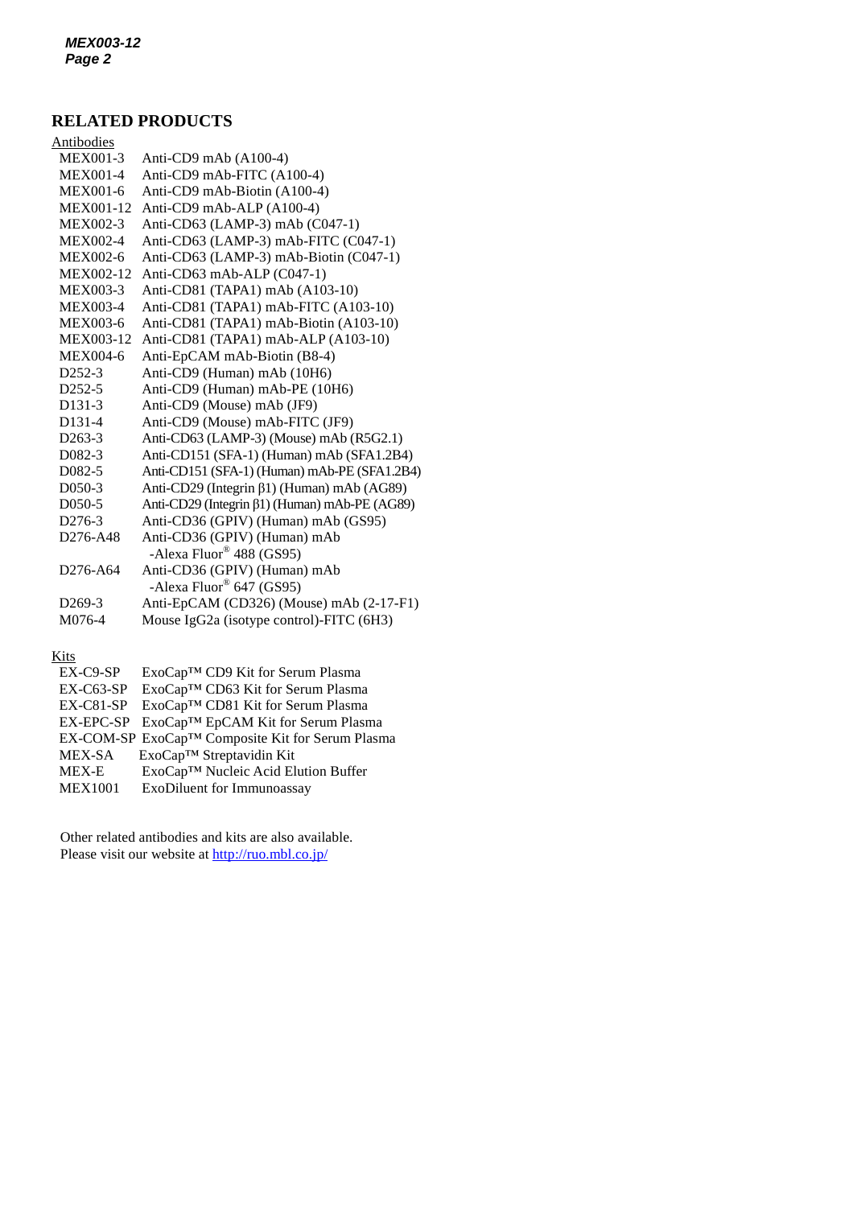## RELATED PRODUCTS

Antibodies

| | |
|---|---|
| MEX001-3 | Anti-CD9 mAb (A100-4) |
| MEX001-4 | Anti-CD9 mAb-FITC (A100-4) |
| MEX001-6 | Anti-CD9 mAb-Biotin (A100-4) |
| MEX001-12 | Anti-CD9 mAb-ALP (A100-4) |
| MEX002-3 | Anti-CD63 (LAMP-3) mAb (C047-1) |
| MEX002-4 | Anti-CD63 (LAMP-3) mAb-FITC (C047-1) |
| MEX002-6 | Anti-CD63 (LAMP-3) mAb-Biotin (C047-1) |
| MEX002-12 | Anti-CD63 mAb-ALP (C047-1) |
| MEX003-3 | Anti-CD81 (TAPA1) mAb (A103-10) |
| MEX003-4 | Anti-CD81 (TAPA1) mAb-FITC (A103-10) |
| MEX003-6 | Anti-CD81 (TAPA1) mAb-Biotin (A103-10) |
| MEX003-12 | Anti-CD81 (TAPA1) mAb-ALP (A103-10) |
| MEX004-6 | Anti-EpCAM mAb-Biotin (B8-4) |
| D252-3 | Anti-CD9 (Human) mAb (10H6) |
| D252-5 | Anti-CD9 (Human) mAb-PE (10H6) |
| D131-3 | Anti-CD9 (Mouse) mAb (JF9) |
| D131-4 | Anti-CD9 (Mouse) mAb-FITC (JF9) |
| D263-3 | Anti-CD63 (LAMP-3) (Mouse) mAb (R5G2.1) |
| D082-3 | Anti-CD151 (SFA-1) (Human) mAb (SFA1.2B4) |
| D082-5 | Anti-CD151 (SFA-1) (Human) mAb-PE (SFA1.2B4) |
| D050-3 | Anti-CD29 (Integrin β1) (Human) mAb (AG89) |
| D050-5 | Anti-CD29 (Integrin β1) (Human) mAb-PE (AG89) |
| D276-3 | Anti-CD36 (GPIV) (Human) mAb (GS95) |
| D276-A48 | Anti-CD36 (GPIV) (Human) mAb -Alexa Fluor® 488 (GS95) |
| D276-A64 | Anti-CD36 (GPIV) (Human) mAb -Alexa Fluor® 647 (GS95) |
| D269-3 | Anti-EpCAM (CD326) (Mouse) mAb (2-17-F1) |
| M076-4 | Mouse IgG2a (isotype control)-FITC (6H3) |

Kits

| | |
|---|---|
| EX-C9-SP | ExoCap™ CD9 Kit for Serum Plasma |
| EX-C63-SP | ExoCap™ CD63 Kit for Serum Plasma |
| EX-C81-SP | ExoCap™ CD81 Kit for Serum Plasma |
| EX-EPC-SP | ExoCap™ EpCAM Kit for Serum Plasma |
| EX-COM-SP | ExoCap™ Composite Kit for Serum Plasma |
| MEX-SA | ExoCap™ Streptavidin Kit |
| MEX-E | ExoCap™ Nucleic Acid Elution Buffer |
| MEX1001 | ExoDiluent for Immunoassay |

Other related antibodies and kits are also available.
Please visit our website at http://ruo.mbl.co.jp/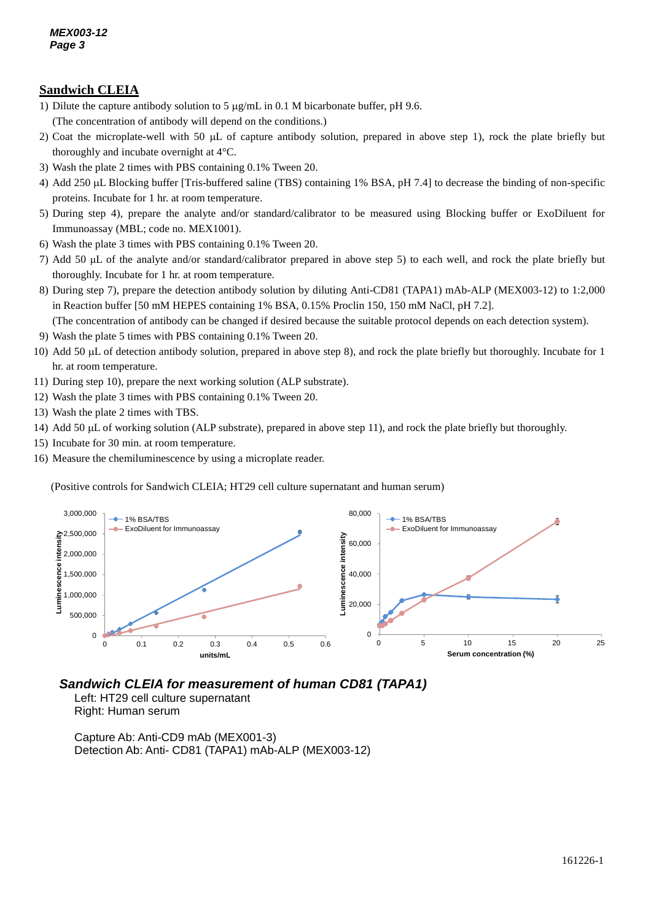## Sandwich CLEIA

1) Dilute the capture antibody solution to 5 μg/mL in 0.1 M bicarbonate buffer, pH 9.6.
   (The concentration of antibody will depend on the conditions.)
2) Coat the microplate-well with 50 μL of capture antibody solution, prepared in above step 1), rock the plate briefly but thoroughly and incubate overnight at 4°C.
3) Wash the plate 2 times with PBS containing 0.1% Tween 20.
4) Add 250 μL Blocking buffer [Tris-buffered saline (TBS) containing 1% BSA, pH 7.4] to decrease the binding of non-specific proteins. Incubate for 1 hr. at room temperature.
5) During step 4), prepare the analyte and/or standard/calibrator to be measured using Blocking buffer or ExoDiluent for Immunoassay (MBL; code no. MEX1001).
6) Wash the plate 3 times with PBS containing 0.1% Tween 20.
7) Add 50 μL of the analyte and/or standard/calibrator prepared in above step 5) to each well, and rock the plate briefly but thoroughly. Incubate for 1 hr. at room temperature.
8) During step 7), prepare the detection antibody solution by diluting Anti-CD81 (TAPA1) mAb-ALP (MEX003-12) to 1:2,000 in Reaction buffer [50 mM HEPES containing 1% BSA, 0.15% Proclin 150, 150 mM NaCl, pH 7.2].
   (The concentration of antibody can be changed if desired because the suitable protocol depends on each detection system).
9) Wash the plate 5 times with PBS containing 0.1% Tween 20.
10) Add 50 μL of detection antibody solution, prepared in above step 8), and rock the plate briefly but thoroughly. Incubate for 1 hr. at room temperature.
11) During step 10), prepare the next working solution (ALP substrate).
12) Wash the plate 3 times with PBS containing 0.1% Tween 20.
13) Wash the plate 2 times with TBS.
14) Add 50 μL of working solution (ALP substrate), prepared in above step 11), and rock the plate briefly but thoroughly.
15) Incubate for 30 min. at room temperature.
16) Measure the chemiluminescence by using a microplate reader.

(Positive controls for Sandwich CLEIA; HT29 cell culture supernatant and human serum)

Left chart:
Luminescence intensity
3,000,000
2,500,000
2,000,000
1,500,000
1,000,000
500,000
0
0 0.1 0.2 0.3 0.4 0.5 0.6
units/mL
1% BSA/TBS
ExoDiluent for Immunoassay

Right chart:
Luminescence intensity
80,000
60,000
40,000
20,000
0
0 5 10 15 20 25
Serum concentration (%)
1% BSA/TBS
ExoDiluent for Immunoassay

***Sandwich CLEIA for measurement of human CD81 (TAPA1)***

Left: HT29 cell culture supernatant
Right: Human serum

Capture Ab: Anti-CD9 mAb (MEX001-3)
Detection Ab: Anti- CD81 (TAPA1) mAb-ALP (MEX003-12)